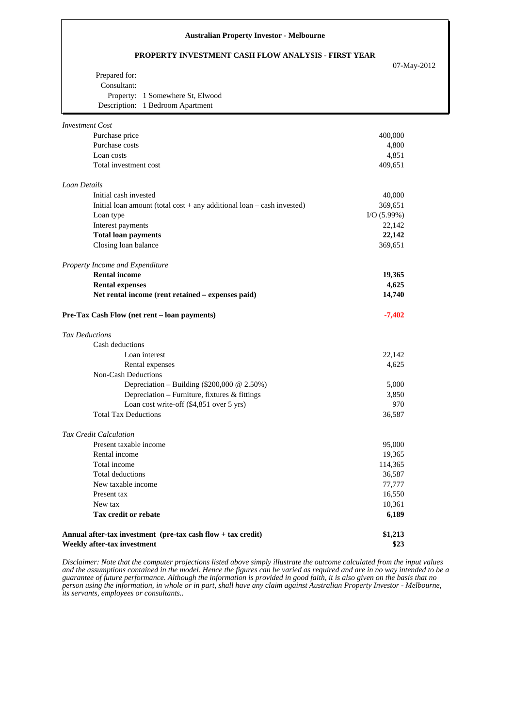**Australian Property Investor - Melbourne**

**PROPERTY INVESTMENT CASH FLOW ANALYSIS - FIRST YEAR**

07-May-2012

Prepared for:
Consultant:
Property: 1 Somewhere St, Elwood
Description: 1 Bedroom Apartment

| *Investment Cost* | |
|---|---|
| Purchase price | 400,000 |
| Purchase costs | 4,800 |
| Loan costs | 4,851 |
| Total investment cost | 409,651 |
| | |
| *Loan Details* | |
| Initial cash invested | 40,000 |
| Initial loan amount (total cost + any additional loan – cash invested) | 369,651 |
| Loan type | I/O (5.99%) |
| Interest payments | 22,142 |
| **Total loan payments** | **22,142** |
| Closing loan balance | 369,651 |
| | |
| *Property Income and Expenditure* | |
| **Rental income** | **19,365** |
| **Rental expenses** | **4,625** |
| **Net rental income (rent retained – expenses paid)** | **14,740** |
| | |
| **Pre-Tax Cash Flow (net rent – loan payments)** | **-7,402** |
| | |
| *Tax Deductions* | |
| Cash deductions | |
| Loan interest | 22,142 |
| Rental expenses | 4,625 |
| Non-Cash Deductions | |
| Depreciation – Building ($200,000 @ 2.50%) | 5,000 |
| Depreciation – Furniture, fixtures & fittings | 3,850 |
| Loan cost write-off ($4,851 over 5 yrs) | 970 |
| Total Tax Deductions | 36,587 |
| | |
| *Tax Credit Calculation* | |
| Present taxable income | 95,000 |
| Rental income | 19,365 |
| Total income | 114,365 |
| Total deductions | 36,587 |
| New taxable income | 77,777 |
| Present tax | 16,550 |
| New tax | 10,361 |
| **Tax credit or rebate** | **6,189** |
| | |
| **Annual after-tax investment (pre-tax cash flow + tax credit)** | **$1,213** |
| **Weekly after-tax investment** | **$23** |

*Disclaimer: Note that the computer projections listed above simply illustrate the outcome calculated from the input values and the assumptions contained in the model. Hence the figures can be varied as required and are in no way intended to be a guarantee of future performance. Although the information is provided in good faith, it is also given on the basis that no person using the information, in whole or in part, shall have any claim against Australian Property Investor - Melbourne, its servants, employees or consultants..*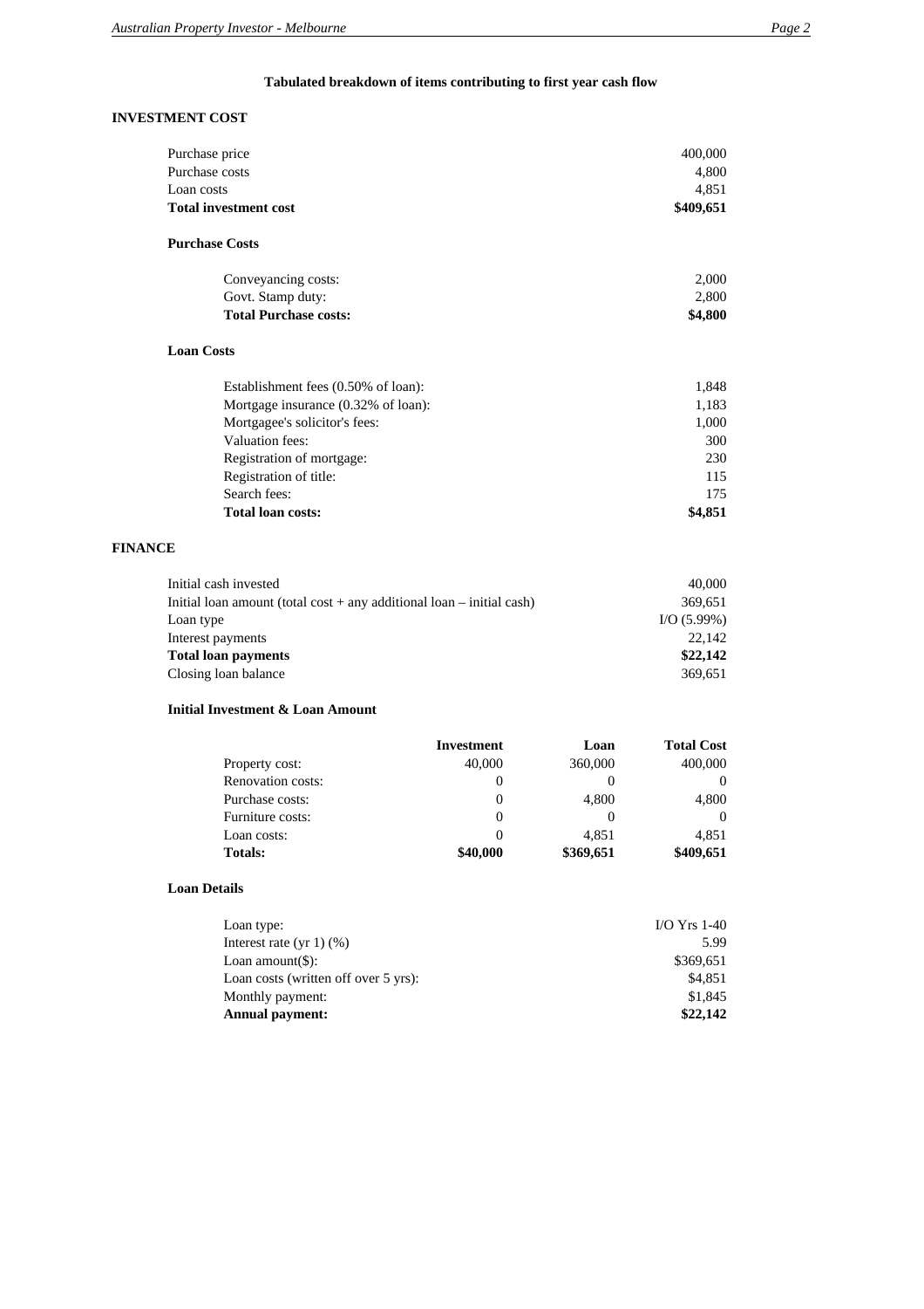### Tabulated breakdown of items contributing to first year cash flow

## INVESTMENT COST

| | |
|---|---|
| Purchase price | 400,000 |
| Purchase costs | 4,800 |
| Loan costs | 4,851 |
| **Total investment cost** | **$409,651** |

### Purchase Costs

| | |
|---|---|
| Conveyancing costs: | 2,000 |
| Govt. Stamp duty: | 2,800 |
| **Total Purchase costs:** | **$4,800** |

### Loan Costs

| | |
|---|---|
| Establishment fees (0.50% of loan): | 1,848 |
| Mortgage insurance (0.32% of loan): | 1,183 |
| Mortgagee's solicitor's fees: | 1,000 |
| Valuation fees: | 300 |
| Registration of mortgage: | 230 |
| Registration of title: | 115 |
| Search fees: | 175 |
| **Total loan costs:** | **$4,851** |

## FINANCE

| | |
|---|---|
| Initial cash invested | 40,000 |
| Initial loan amount (total cost + any additional loan – initial cash) | 369,651 |
| Loan type | I/O (5.99%) |
| Interest payments | 22,142 |
| **Total loan payments** | **$22,142** |
| Closing loan balance | 369,651 |

### Initial Investment & Loan Amount

| | Investment | Loan | Total Cost |
|---|---|---|---|
| Property cost: | 40,000 | 360,000 | 400,000 |
| Renovation costs: | 0 | 0 | 0 |
| Purchase costs: | 0 | 4,800 | 4,800 |
| Furniture costs: | 0 | 0 | 0 |
| Loan costs: | 0 | 4,851 | 4,851 |
| **Totals:** | **$40,000** | **$369,651** | **$409,651** |

### Loan Details

| | |
|---|---|
| Loan type: | I/O Yrs 1-40 |
| Interest rate (yr 1) (%) | 5.99 |
| Loan amount($): | $369,651 |
| Loan costs (written off over 5 yrs): | $4,851 |
| Monthly payment: | $1,845 |
| **Annual payment:** | **$22,142** |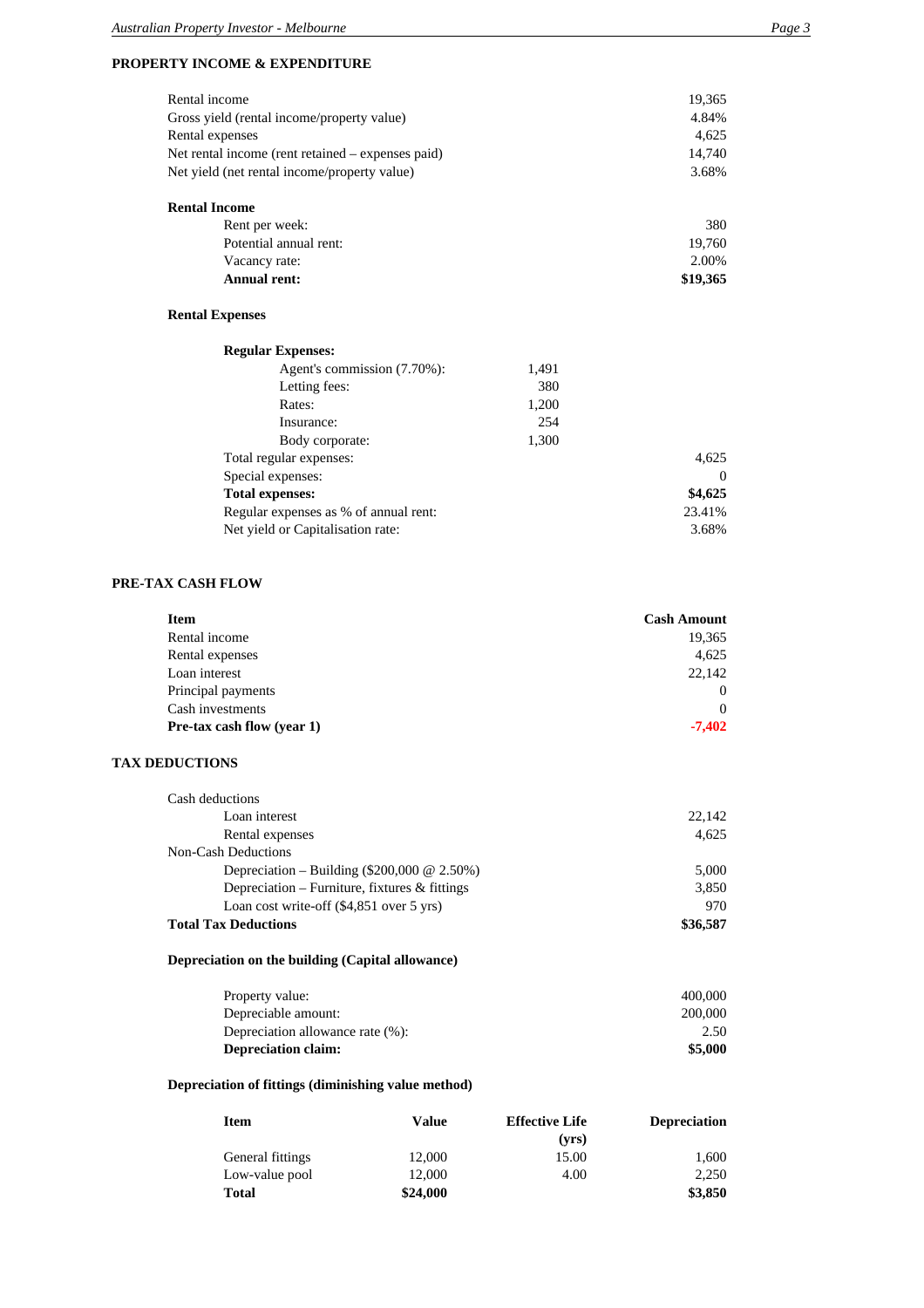## PROPERTY INCOME & EXPENDITURE

| | |
|---|---|
| Rental income | 19,365 |
| Gross yield (rental income/property value) | 4.84% |
| Rental expenses | 4,625 |
| Net rental income (rent retained – expenses paid) | 14,740 |
| Net yield (net rental income/property value) | 3.68% |

### Rental Income

| | |
|---|---|
| Rent per week: | 380 |
| Potential annual rent: | 19,760 |
| Vacancy rate: | 2.00% |
| **Annual rent:** | **$19,365** |

### Rental Expenses

| | | |
|---|---|---|
| **Regular Expenses:** | | |
| Agent's commission (7.70%): | 1,491 | |
| Letting fees: | 380 | |
| Rates: | 1,200 | |
| Insurance: | 254 | |
| Body corporate: | 1,300 | |
| Total regular expenses: | | 4,625 |
| Special expenses: | | 0 |
| **Total expenses:** | | **$4,625** |
| Regular expenses as % of annual rent: | | 23.41% |
| Net yield or Capitalisation rate: | | 3.68% |

## PRE-TAX CASH FLOW

| Item | Cash Amount |
|---|---|
| Rental income | 19,365 |
| Rental expenses | 4,625 |
| Loan interest | 22,142 |
| Principal payments | 0 |
| Cash investments | 0 |
| **Pre-tax cash flow (year 1)** | **-7,402** |

## TAX DEDUCTIONS

| | |
|---|---|
| Cash deductions | |
| Loan interest | 22,142 |
| Rental expenses | 4,625 |
| Non-Cash Deductions | |
| Depreciation – Building ($200,000 @ 2.50%) | 5,000 |
| Depreciation – Furniture, fixtures & fittings | 3,850 |
| Loan cost write-off ($4,851 over 5 yrs) | 970 |
| **Total Tax Deductions** | **$36,587** |

### Depreciation on the building (Capital allowance)

| | |
|---|---|
| Property value: | 400,000 |
| Depreciable amount: | 200,000 |
| Depreciation allowance rate (%): | 2.50 |
| **Depreciation claim:** | **$5,000** |

### Depreciation of fittings (diminishing value method)

| Item | Value | Effective Life (yrs) | Depreciation |
|---|---|---|---|
| General fittings | 12,000 | 15.00 | 1,600 |
| Low-value pool | 12,000 | 4.00 | 2,250 |
| **Total** | **$24,000** | | **$3,850** |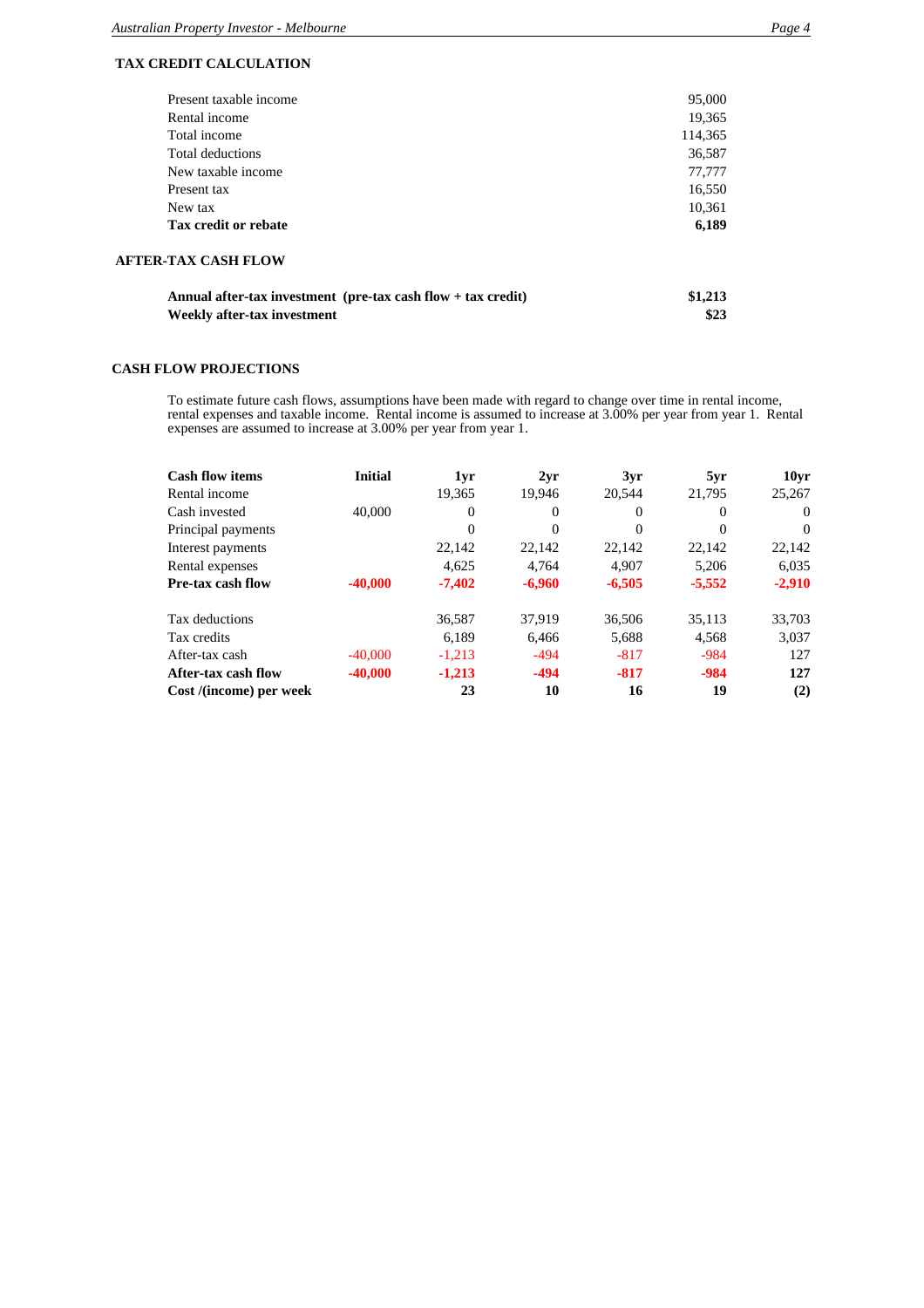## TAX CREDIT CALCULATION

| | |
|---|---|
| Present taxable income | 95,000 |
| Rental income | 19,365 |
| Total income | 114,365 |
| Total deductions | 36,587 |
| New taxable income | 77,777 |
| Present tax | 16,550 |
| New tax | 10,361 |
| **Tax credit or rebate** | **6,189** |

## AFTER-TAX CASH FLOW

| | |
|---|---|
| **Annual after-tax investment (pre-tax cash flow + tax credit)** | **$1,213** |
| **Weekly after-tax investment** | **$23** |

## CASH FLOW PROJECTIONS

To estimate future cash flows, assumptions have been made with regard to change over time in rental income, rental expenses and taxable income. Rental income is assumed to increase at 3.00% per year from year 1. Rental expenses are assumed to increase at 3.00% per year from year 1.

| **Cash flow items** | **Initial** | **1yr** | **2yr** | **3yr** | **5yr** | **10yr** |
|---|---|---|---|---|---|---|
| Rental income | | 19,365 | 19,946 | 20,544 | 21,795 | 25,267 |
| Cash invested | 40,000 | 0 | 0 | 0 | 0 | 0 |
| Principal payments | | 0 | 0 | 0 | 0 | 0 |
| Interest payments | | 22,142 | 22,142 | 22,142 | 22,142 | 22,142 |
| Rental expenses | | 4,625 | 4,764 | 4,907 | 5,206 | 6,035 |
| **Pre-tax cash flow** | **-40,000** | **-7,402** | **-6,960** | **-6,505** | **-5,552** | **-2,910** |
| | | | | | | |
| Tax deductions | | 36,587 | 37,919 | 36,506 | 35,113 | 33,703 |
| Tax credits | | 6,189 | 6,466 | 5,688 | 4,568 | 3,037 |
| After-tax cash | -40,000 | -1,213 | -494 | -817 | -984 | 127 |
| **After-tax cash flow** | **-40,000** | **-1,213** | **-494** | **-817** | **-984** | **127** |
| **Cost /(income) per week** | | **23** | **10** | **16** | **19** | **(2)** |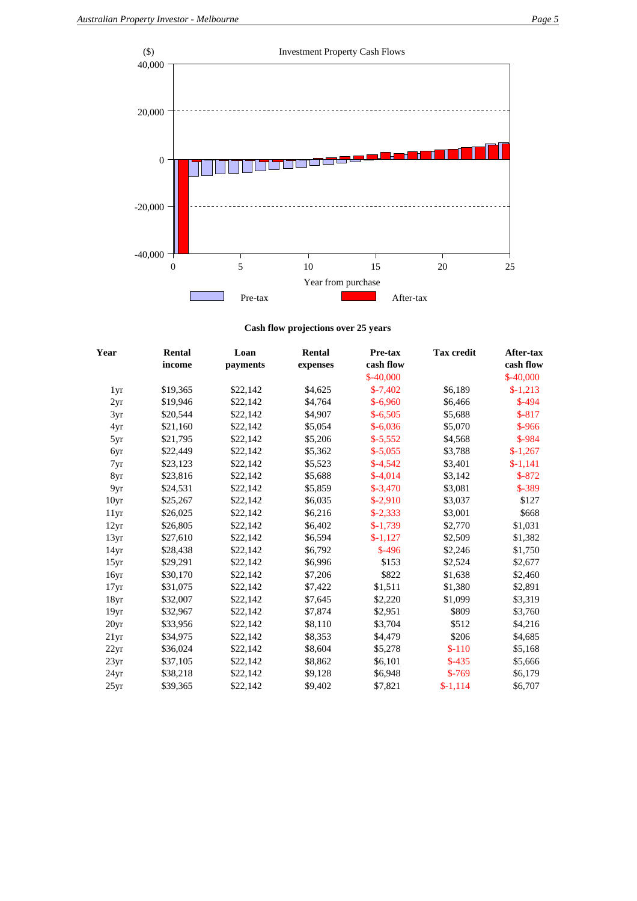Investment Property Cash Flows

($)

40,000

20,000

0

-20,000

-40,000

0 5 10 15 20 25

Year from purchase

Pre-tax After-tax

**Cash flow projections over 25 years**

| Year | Rental income | Loan payments | Rental expenses | Pre-tax cash flow | Tax credit | After-tax cash flow |
|---|---|---|---|---|---|---|
| | | | | $-40,000 | | $-40,000 |
| 1yr | $19,365 | $22,142 | $4,625 | $-7,402 | $6,189 | $-1,213 |
| 2yr | $19,946 | $22,142 | $4,764 | $-6,960 | $6,466 | $-494 |
| 3yr | $20,544 | $22,142 | $4,907 | $-6,505 | $5,688 | $-817 |
| 4yr | $21,160 | $22,142 | $5,054 | $-6,036 | $5,070 | $-966 |
| 5yr | $21,795 | $22,142 | $5,206 | $-5,552 | $4,568 | $-984 |
| 6yr | $22,449 | $22,142 | $5,362 | $-5,055 | $3,788 | $-1,267 |
| 7yr | $23,123 | $22,142 | $5,523 | $-4,542 | $3,401 | $-1,141 |
| 8yr | $23,816 | $22,142 | $5,688 | $-4,014 | $3,142 | $-872 |
| 9yr | $24,531 | $22,142 | $5,859 | $-3,470 | $3,081 | $-389 |
| 10yr | $25,267 | $22,142 | $6,035 | $-2,910 | $3,037 | $127 |
| 11yr | $26,025 | $22,142 | $6,216 | $-2,333 | $3,001 | $668 |
| 12yr | $26,805 | $22,142 | $6,402 | $-1,739 | $2,770 | $1,031 |
| 13yr | $27,610 | $22,142 | $6,594 | $-1,127 | $2,509 | $1,382 |
| 14yr | $28,438 | $22,142 | $6,792 | $-496 | $2,246 | $1,750 |
| 15yr | $29,291 | $22,142 | $6,996 | $153 | $2,524 | $2,677 |
| 16yr | $30,170 | $22,142 | $7,206 | $822 | $1,638 | $2,460 |
| 17yr | $31,075 | $22,142 | $7,422 | $1,511 | $1,380 | $2,891 |
| 18yr | $32,007 | $22,142 | $7,645 | $2,220 | $1,099 | $3,319 |
| 19yr | $32,967 | $22,142 | $7,874 | $2,951 | $809 | $3,760 |
| 20yr | $33,956 | $22,142 | $8,110 | $3,704 | $512 | $4,216 |
| 21yr | $34,975 | $22,142 | $8,353 | $4,479 | $206 | $4,685 |
| 22yr | $36,024 | $22,142 | $8,604 | $5,278 | $-110 | $5,168 |
| 23yr | $37,105 | $22,142 | $8,862 | $6,101 | $-435 | $5,666 |
| 24yr | $38,218 | $22,142 | $9,128 | $6,948 | $-769 | $6,179 |
| 25yr | $39,365 | $22,142 | $9,402 | $7,821 | $-1,114 | $6,707 |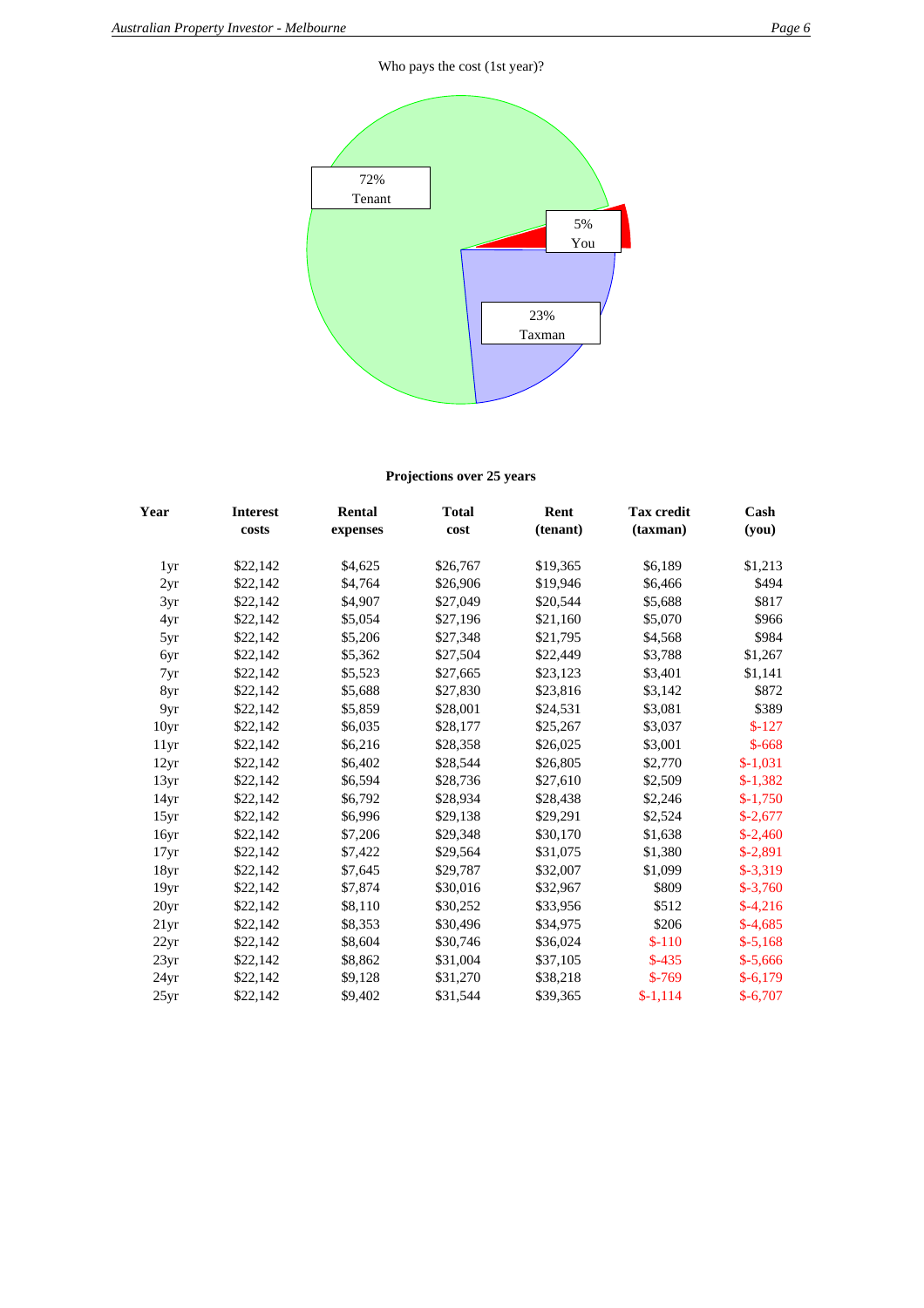Who pays the cost (1st year)?

72% Tenant

5% You

23% Taxman

**Projections over 25 years**

| Year | Interest costs | Rental expenses | Total cost | Rent (tenant) | Tax credit (taxman) | Cash (you) |
|---|---|---|---|---|---|---|
| 1yr | $22,142 | $4,625 | $26,767 | $19,365 | $6,189 | $1,213 |
| 2yr | $22,142 | $4,764 | $26,906 | $19,946 | $6,466 | $494 |
| 3yr | $22,142 | $4,907 | $27,049 | $20,544 | $5,688 | $817 |
| 4yr | $22,142 | $5,054 | $27,196 | $21,160 | $5,070 | $966 |
| 5yr | $22,142 | $5,206 | $27,348 | $21,795 | $4,568 | $984 |
| 6yr | $22,142 | $5,362 | $27,504 | $22,449 | $3,788 | $1,267 |
| 7yr | $22,142 | $5,523 | $27,665 | $23,123 | $3,401 | $1,141 |
| 8yr | $22,142 | $5,688 | $27,830 | $23,816 | $3,142 | $872 |
| 9yr | $22,142 | $5,859 | $28,001 | $24,531 | $3,081 | $389 |
| 10yr | $22,142 | $6,035 | $28,177 | $25,267 | $3,037 | $-127 |
| 11yr | $22,142 | $6,216 | $28,358 | $26,025 | $3,001 | $-668 |
| 12yr | $22,142 | $6,402 | $28,544 | $26,805 | $2,770 | $-1,031 |
| 13yr | $22,142 | $6,594 | $28,736 | $27,610 | $2,509 | $-1,382 |
| 14yr | $22,142 | $6,792 | $28,934 | $28,438 | $2,246 | $-1,750 |
| 15yr | $22,142 | $6,996 | $29,138 | $29,291 | $2,524 | $-2,677 |
| 16yr | $22,142 | $7,206 | $29,348 | $30,170 | $1,638 | $-2,460 |
| 17yr | $22,142 | $7,422 | $29,564 | $31,075 | $1,380 | $-2,891 |
| 18yr | $22,142 | $7,645 | $29,787 | $32,007 | $1,099 | $-3,319 |
| 19yr | $22,142 | $7,874 | $30,016 | $32,967 | $809 | $-3,760 |
| 20yr | $22,142 | $8,110 | $30,252 | $33,956 | $512 | $-4,216 |
| 21yr | $22,142 | $8,353 | $30,496 | $34,975 | $206 | $-4,685 |
| 22yr | $22,142 | $8,604 | $30,746 | $36,024 | $-110 | $-5,168 |
| 23yr | $22,142 | $8,862 | $31,004 | $37,105 | $-435 | $-5,666 |
| 24yr | $22,142 | $9,128 | $31,270 | $38,218 | $-769 | $-6,179 |
| 25yr | $22,142 | $9,402 | $31,544 | $39,365 | $-1,114 | $-6,707 |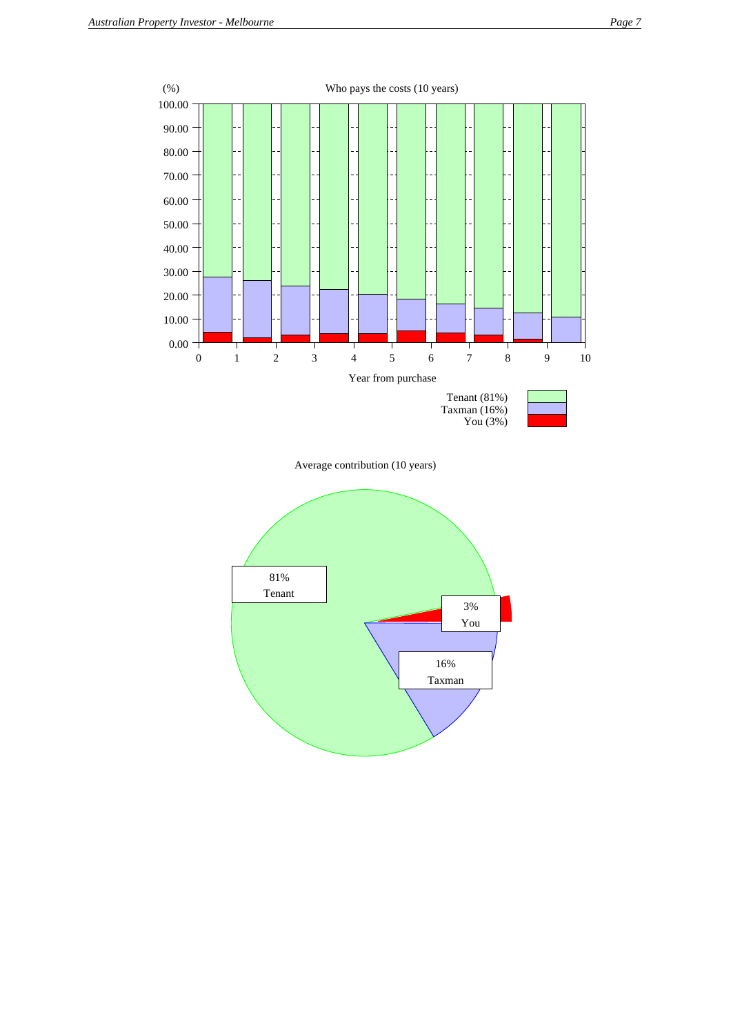Who pays the costs (10 years)

(%)

100.00
90.00
80.00
70.00
60.00
50.00
40.00
30.00
20.00
10.00
0.00

0 1 2 3 4 5 6 7 8 9 10

Year from purchase

Tenant (81%)
Taxman (16%)
You (3%)

Average contribution (10 years)

81%
Tenant

3%
You

16%
Taxman